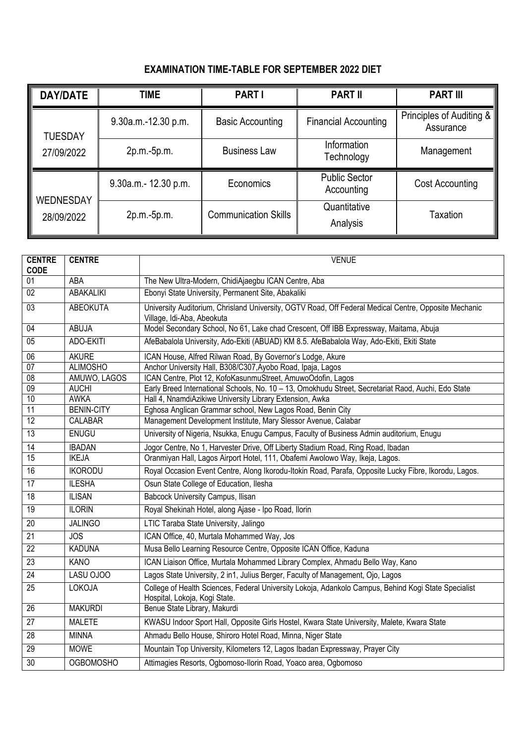## EXAMINATION TIME-TABLE FOR SEPTEMBER 2022 DIET

| DAY/DATE | TIME | PART I | PART II | PART III |
|---|---|---|---|---|
| TUESDAY 27/09/2022 | 9.30a.m.-12.30 p.m. | Basic Accounting | Financial Accounting | Principles of Auditing & Assurance |
| | 2p.m.-5p.m. | Business Law | Information Technology | Management |
| WEDNESDAY 28/09/2022 | 9.30a.m.- 12.30 p.m. | Economics | Public Sector Accounting | Cost Accounting |
| | 2p.m.-5p.m. | Communication Skills | Quantitative Analysis | Taxation |

| CENTRE CODE | CENTRE | VENUE |
|---|---|---|
| 01 | ABA | The New Ultra-Modern, ChidiAjaegbu ICAN Centre, Aba |
| 02 | ABAKALIKI | Ebonyi State University, Permanent Site, Abakaliki |
| 03 | ABEOKUTA | University Auditorium, Chrisland University, OGTV Road, Off Federal Medical Centre, Opposite Mechanic Village, Idi-Aba, Abeokuta |
| 04 | ABUJA | Model Secondary School, No 61, Lake chad Crescent, Off IBB Expressway, Maitama, Abuja |
| 05 | ADO-EKITI | AfeBabalola University, Ado-Ekiti (ABUAD) KM 8.5. AfeBabalola Way, Ado-Ekiti, Ekiti State |
| 06 | AKURE | ICAN House, Alfred Rilwan Road, By Governor's Lodge, Akure |
| 07 | ALIMOSHO | Anchor University Hall, B308/C307,Ayobo Road, Ipaja, Lagos |
| 08 | AMUWO, LAGOS | ICAN Centre, Plot 12, KofoKasunmuStreet, AmuwoOdofin, Lagos |
| 09 | AUCHI | Early Breed International Schools, No. 10 – 13, Omokhudu Street, Secretariat Raod, Auchi, Edo State |
| 10 | AWKA | Hall 4, NnamdiAzikiwe University Library Extension, Awka |
| 11 | BENIN-CITY | Eghosa Anglican Grammar school, New Lagos Road, Benin City |
| 12 | CALABAR | Management Development Institute, Mary Slessor Avenue, Calabar |
| 13 | ENUGU | University of Nigeria, Nsukka, Enugu Campus, Faculty of Business Admin auditorium, Enugu |
| 14 | IBADAN | Jogor Centre, No 1, Harvester Drive, Off Liberty Stadium Road, Ring Road, Ibadan |
| 15 | IKEJA | Oranmiyan Hall, Lagos Airport Hotel, 111, Obafemi Awolowo Way, Ikeja, Lagos. |
| 16 | IKORODU | Royal Occasion Event Centre, Along Ikorodu-Itokin Road, Parafa, Opposite Lucky Fibre, Ikorodu, Lagos. |
| 17 | ILESHA | Osun State College of Education, Ilesha |
| 18 | ILISAN | Babcock University Campus, Ilisan |
| 19 | ILORIN | Royal Shekinah Hotel, along Ajase - Ipo Road, Ilorin |
| 20 | JALINGO | LTIC Taraba State University, Jalingo |
| 21 | JOS | ICAN Office, 40, Murtala Mohammed Way, Jos |
| 22 | KADUNA | Musa Bello Learning Resource Centre, Opposite ICAN Office, Kaduna |
| 23 | KANO | ICAN Liaison Office, Murtala Mohammed Library Complex, Ahmadu Bello Way, Kano |
| 24 | LASU OJOO | Lagos State University, 2 in1, Julius Berger, Faculty of Management, Ojo, Lagos |
| 25 | LOKOJA | College of Health Sciences, Federal University Lokoja, Adankolo Campus, Behind Kogi State Specialist Hospital, Lokoja, Kogi State. |
| 26 | MAKURDI | Benue State Library, Makurdi |
| 27 | MALETE | KWASU Indoor Sport Hall, Opposite Girls Hostel, Kwara State University, Malete, Kwara State |
| 28 | MINNA | Ahmadu Bello House, Shiroro Hotel Road, Minna, Niger State |
| 29 | MOWE | Mountain Top University, Kilometers 12, Lagos Ibadan Expressway, Prayer City |
| 30 | OGBOMOSHO | Attimagies Resorts, Ogbomoso-Ilorin Road, Yoaco area, Ogbomoso |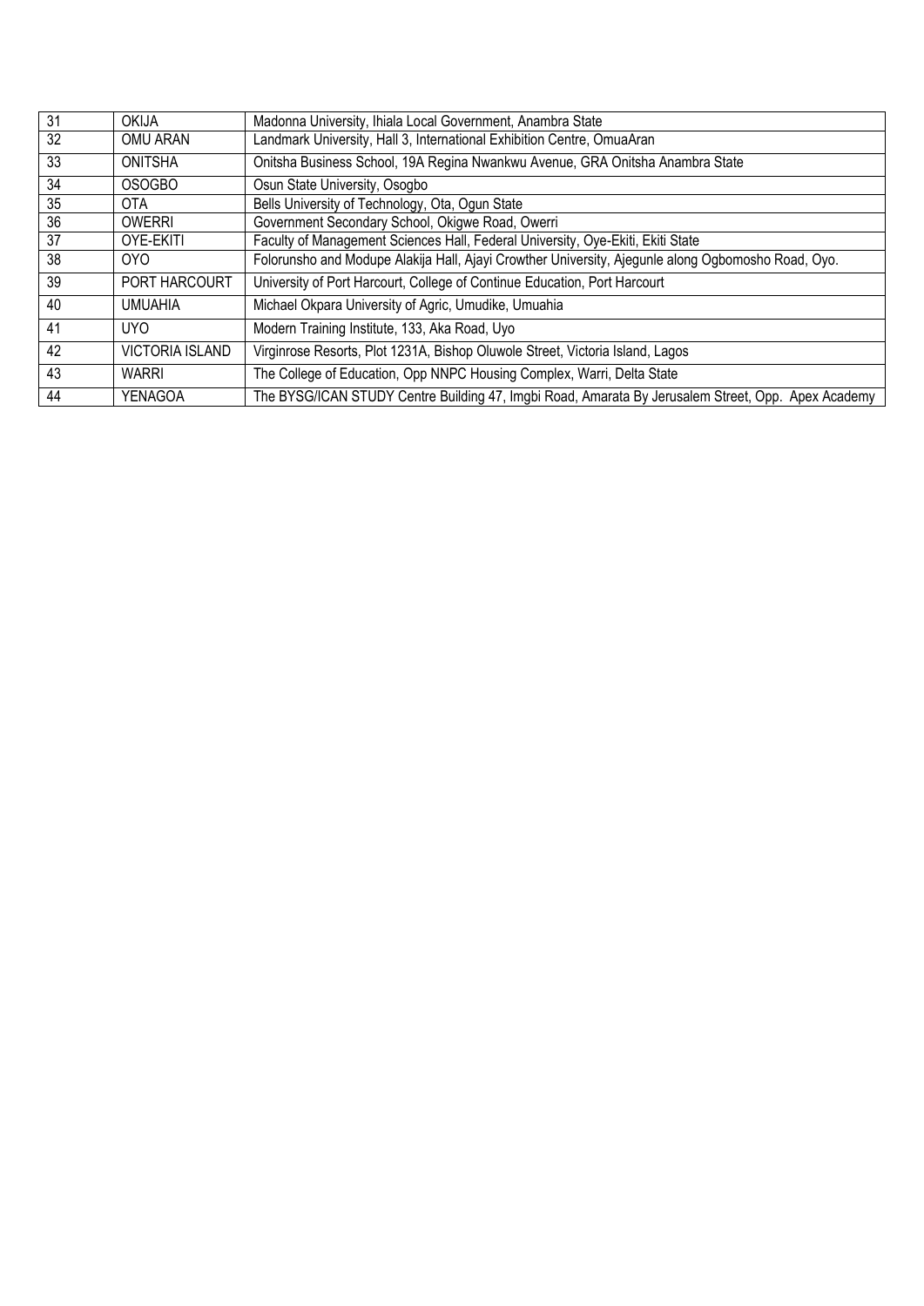| | | |
|---|---|---|
| 31 | OKIJA | Madonna University, Ihiala Local Government, Anambra State |
| 32 | OMU ARAN | Landmark University, Hall 3, International Exhibition Centre, OmuaAran |
| 33 | ONITSHA | Onitsha Business School, 19A Regina Nwankwu Avenue, GRA Onitsha Anambra State |
| 34 | OSOGBO | Osun State University, Osogbo |
| 35 | OTA | Bells University of Technology, Ota, Ogun State |
| 36 | OWERRI | Government Secondary School, Okigwe Road, Owerri |
| 37 | OYE-EKITI | Faculty of Management Sciences Hall, Federal University, Oye-Ekiti, Ekiti State |
| 38 | OYO | Folorunsho and Modupe Alakija Hall, Ajayi Crowther University, Ajegunle along Ogbomosho Road, Oyo. |
| 39 | PORT HARCOURT | University of Port Harcourt, College of Continue Education, Port Harcourt |
| 40 | UMUAHIA | Michael Okpara University of Agric, Umudike, Umuahia |
| 41 | UYO | Modern Training Institute, 133, Aka Road, Uyo |
| 42 | VICTORIA ISLAND | Virginrose Resorts, Plot 1231A, Bishop Oluwole Street, Victoria Island, Lagos |
| 43 | WARRI | The College of Education, Opp NNPC Housing Complex, Warri, Delta State |
| 44 | YENAGOA | The BYSG/ICAN STUDY Centre Building 47, Imgbi Road, Amarata By Jerusalem Street, Opp. Apex Academy |